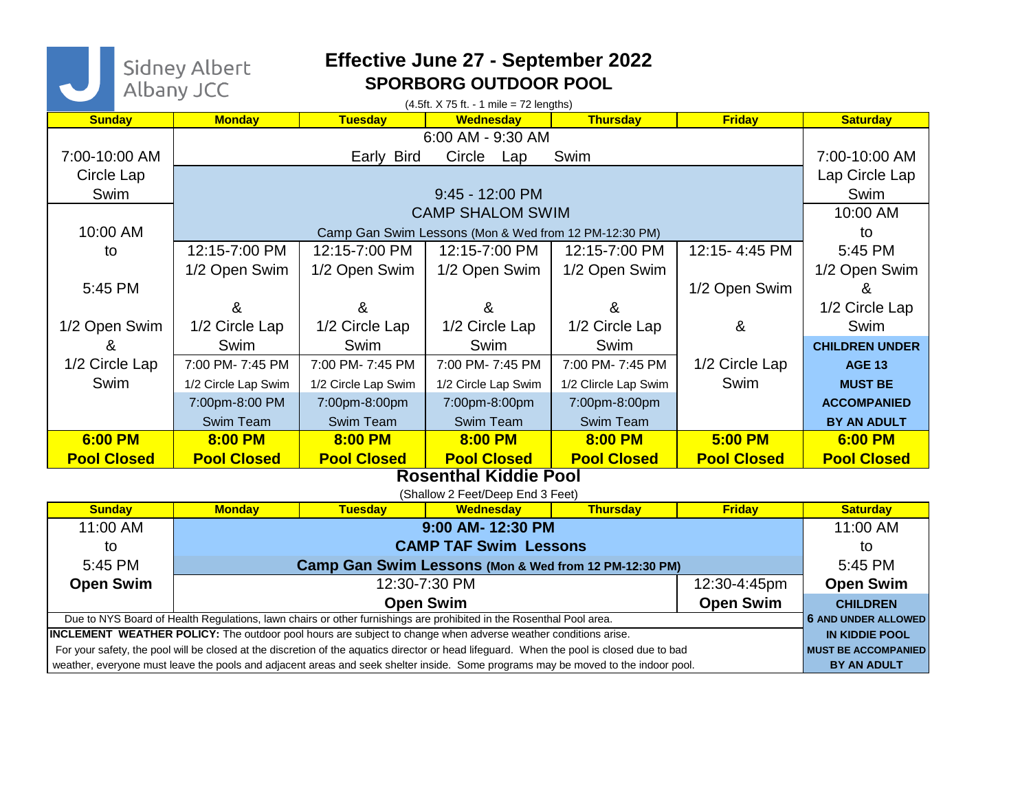Sidney Albert Albany JCC

# Effective June 27 - September 2022

## SPORBORG OUTDOOR POOL

(4.5ft. X 75 ft. - 1 mile = 72 lengths)

| Sunday | Monday | Tuesday | Wednesday | Thursday | Friday | Saturday |
|---|---|---|---|---|---|---|
| 7:00-10:00 AM Circle Lap Swim | 6:00 AM - 9:30 AM Early Bird Circle Lap Swim | | | | | 7:00-10:00 AM Lap Circle Lap Swim |
| | 9:45 - 12:00 PM CAMP SHALOM SWIM Camp Gan Swim Lessons (Mon & Wed from 12 PM-12:30 PM) | | | | | |
| 10:00 AM to 5:45 PM 1/2 Open Swim & 1/2 Circle Lap Swim | 12:15-7:00 PM 1/2 Open Swim & 1/2 Circle Lap Swim | 12:15-7:00 PM 1/2 Open Swim & 1/2 Circle Lap Swim | 12:15-7:00 PM 1/2 Open Swim & 1/2 Circle Lap Swim | 12:15-7:00 PM 1/2 Open Swim & 1/2 Circle Lap Swim | 12:15- 4:45 PM 1/2 Open Swim & 1/2 Circle Lap Swim | 10:00 AM to 5:45 PM 1/2 Open Swim & 1/2 Circle Lap Swim |
| | 7:00 PM- 7:45 PM 1/2 Circle Lap Swim | 7:00 PM- 7:45 PM 1/2 Circle Lap Swim | 7:00 PM- 7:45 PM 1/2 Circle Lap Swim | 7:00 PM- 7:45 PM 1/2 Clrcle Lap Swim | | **CHILDREN UNDER AGE 13 MUST BE ACCOMPANIED BY AN ADULT** |
| | 7:00pm-8:00 PM Swim Team | 7:00pm-8:00pm Swim Team | 7:00pm-8:00pm Swim Team | 7:00pm-8:00pm Swim Team | | |
| **6:00 PM Pool Closed** | **8:00 PM Pool Closed** | **8:00 PM Pool Closed** | **8:00 PM Pool Closed** | **8:00 PM Pool Closed** | **5:00 PM Pool Closed** | **6:00 PM Pool Closed** |

## Rosenthal Kiddie Pool

(Shallow 2 Feet/Deep End 3 Feet)

| Sunday | Monday | Tuesday | Wednesday | Thursday | Friday | Saturday |
|---|---|---|---|---|---|---|
| 11:00 AM to 5:45 PM **Open Swim** | **9:00 AM- 12:30 PM CAMP TAF Swim Lessons** **Camp Gan Swim Lessons (Mon & Wed from 12 PM-12:30 PM)** | | | | | 11:00 AM to 5:45 PM **Open Swim** |
| | 12:30-7:30 PM **Open Swim** | | | | 12:30-4:45pm **Open Swim** | **CHILDREN 6 AND UNDER ALLOWED IN KIDDIE POOL MUST BE ACCOMPANIED BY AN ADULT** |

Due to NYS Board of Health Regulations, lawn chairs or other furnishings are prohibited in the Rosenthal Pool area.

**INCLEMENT WEATHER POLICY:** The outdoor pool hours are subject to change when adverse weather conditions arise. For your safety, the pool will be closed at the discretion of the aquatics director or head lifeguard. When the pool is closed due to bad weather, everyone must leave the pools and adjacent areas and seek shelter inside. Some programs may be moved to the indoor pool.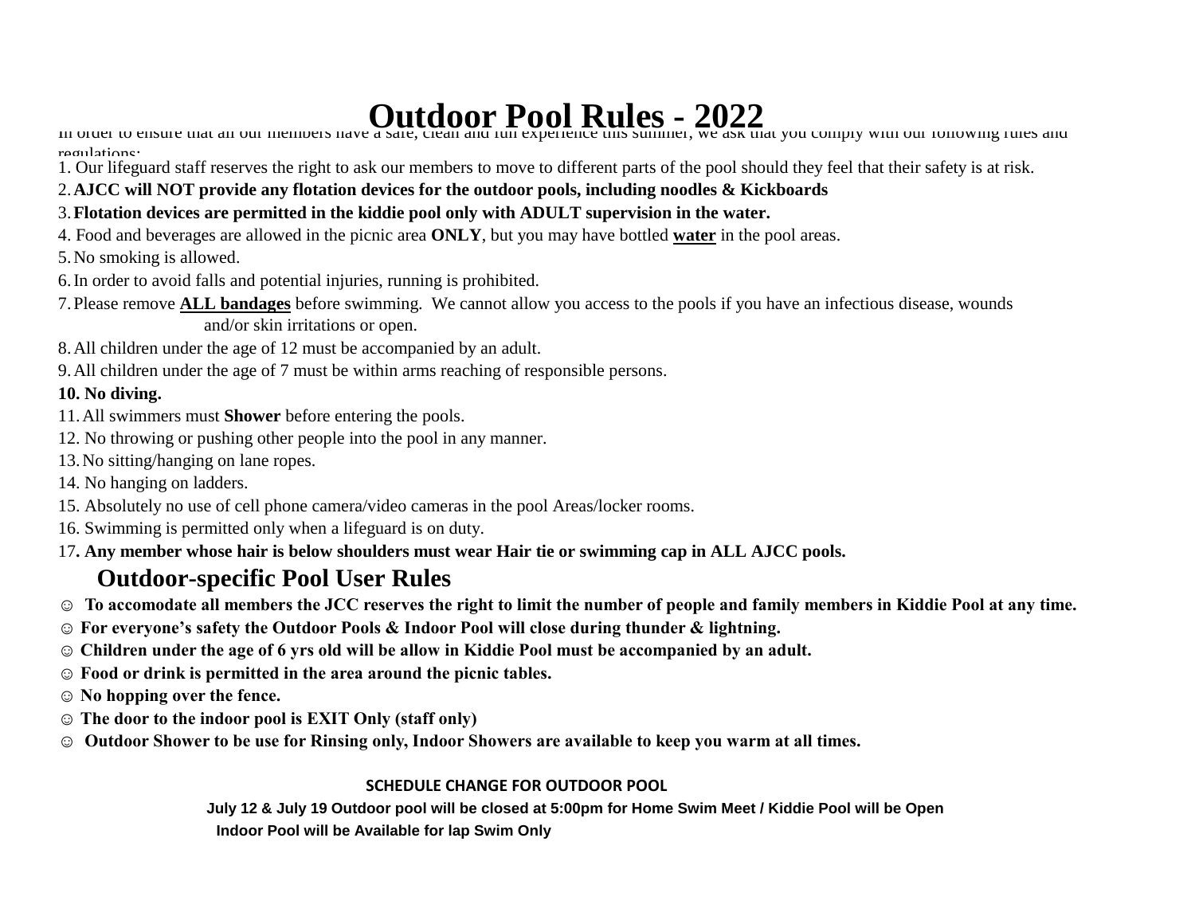# Outdoor Pool Rules - 2022

In order to ensure that all our members have a safe, clean and fun experience this summer, we ask that you comply with our following rules and regulations:

1. Our lifeguard staff reserves the right to ask our members to move to different parts of the pool should they feel that their safety is at risk.
2. **AJCC will NOT provide any flotation devices for the outdoor pools, including noodles & Kickboards**
3. **Flotation devices are permitted in the kiddie pool only with ADULT supervision in the water.**
4. Food and beverages are allowed in the picnic area **ONLY**, but you may have bottled **water** in the pool areas.
5. No smoking is allowed.
6. In order to avoid falls and potential injuries, running is prohibited.
7. Please remove **ALL bandages** before swimming. We cannot allow you access to the pools if you have an infectious disease, wounds and/or skin irritations or open.
8. All children under the age of 12 must be accompanied by an adult.
9. All children under the age of 7 must be within arms reaching of responsible persons.
10. **No diving.**
11. All swimmers must **Shower** before entering the pools.
12. No throwing or pushing other people into the pool in any manner.
13. No sitting/hanging on lane ropes.
14. No hanging on ladders.
15. Absolutely no use of cell phone camera/video cameras in the pool Areas/locker rooms.
16. Swimming is permitted only when a lifeguard is on duty.
17. **Any member whose hair is below shoulders must wear Hair tie or swimming cap in ALL AJCC pools.**

## Outdoor-specific Pool User Rules

- ☺ **To accomodate all members the JCC reserves the right to limit the number of people and family members in Kiddie Pool at any time.**
- ☺ **For everyone's safety the Outdoor Pools & Indoor Pool will close during thunder & lightning.**
- ☺ **Children under the age of 6 yrs old will be allow in Kiddie Pool must be accompanied by an adult.**
- ☺ **Food or drink is permitted in the area around the picnic tables.**
- ☺ **No hopping over the fence.**
- ☺ **The door to the indoor pool is EXIT Only (staff only)**
- ☺ **Outdoor Shower to be use for Rinsing only, Indoor Showers are available to keep you warm at all times.**

**SCHEDULE CHANGE FOR OUTDOOR POOL**

**July 12 & July 19 Outdoor pool will be closed at 5:00pm for Home Swim Meet / Kiddie Pool will be Open**

**Indoor Pool will be Available for lap Swim Only**